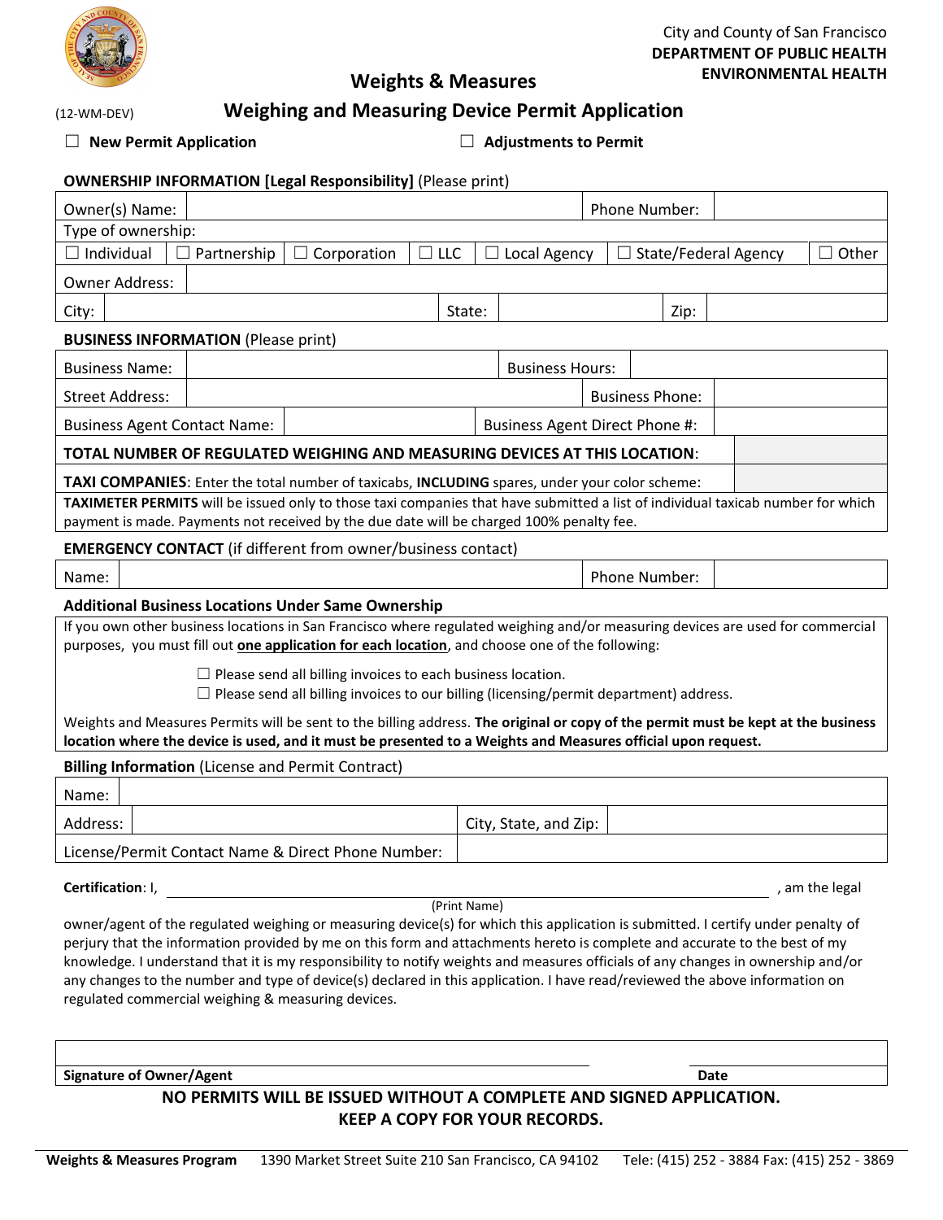City and County of San Francisco
**DEPARTMENT OF PUBLIC HEALTH**
**ENVIRONMENTAL HEALTH**

## Weights & Measures

(12-WM-DEV)

## Weighing and Measuring Device Permit Application

☐ **New Permit Application** ☐ **Adjustments to Permit**

**OWNERSHIP INFORMATION [Legal Responsibility]** (Please print)

| Owner(s) Name: | | Phone Number: | |
|---|---|---|---|
| Type of ownership: | | | |
| ☐ Individual ☐ Partnership ☐ Corporation ☐ LLC ☐ Local Agency ☐ State/Federal Agency ☐ Other | | | |
| Owner Address: | | | |
| City: | State: | Zip: | |

**BUSINESS INFORMATION** (Please print)

| Business Name: | | Business Hours: | |
|---|---|---|---|
| Street Address: | | Business Phone: | |
| Business Agent Contact Name: | | Business Agent Direct Phone #: | |
| **TOTAL NUMBER OF REGULATED WEIGHING AND MEASURING DEVICES AT THIS LOCATION**: | | | |
| **TAXI COMPANIES**: Enter the total number of taxicabs, **INCLUDING** spares, under your color scheme: | | | |

**TAXIMETER PERMITS** will be issued only to those taxi companies that have submitted a list of individual taxicab number for which payment is made. Payments not received by the due date will be charged 100% penalty fee.

**EMERGENCY CONTACT** (if different from owner/business contact)

| Name: | | Phone Number: | |
|---|---|---|---|

**Additional Business Locations Under Same Ownership**

If you own other business locations in San Francisco where regulated weighing and/or measuring devices are used for commercial purposes, you must fill out **one application for each location**, and choose one of the following:

☐ Please send all billing invoices to each business location.
☐ Please send all billing invoices to our billing (licensing/permit department) address.

Weights and Measures Permits will be sent to the billing address. **The original or copy of the permit must be kept at the business location where the device is used, and it must be presented to a Weights and Measures official upon request.**

**Billing Information** (License and Permit Contract)

| Name: | | | |
|---|---|---|---|
| Address: | | City, State, and Zip: | |
| License/Permit Contact Name & Direct Phone Number: | | | |

**Certification**: I, ______________________________ (Print Name), am the legal owner/agent of the regulated weighing or measuring device(s) for which this application is submitted. I certify under penalty of perjury that the information provided by me on this form and attachments hereto is complete and accurate to the best of my knowledge. I understand that it is my responsibility to notify weights and measures officials of any changes in ownership and/or any changes to the number and type of device(s) declared in this application. I have read/reviewed the above information on regulated commercial weighing & measuring devices.

| **Signature of Owner/Agent** | **Date** |
|---|---|
| | |

**NO PERMITS WILL BE ISSUED WITHOUT A COMPLETE AND SIGNED APPLICATION.**
**KEEP A COPY FOR YOUR RECORDS.**

**Weights & Measures Program** 1390 Market Street Suite 210 San Francisco, CA 94102 Tele: (415) 252 - 3884 Fax: (415) 252 - 3869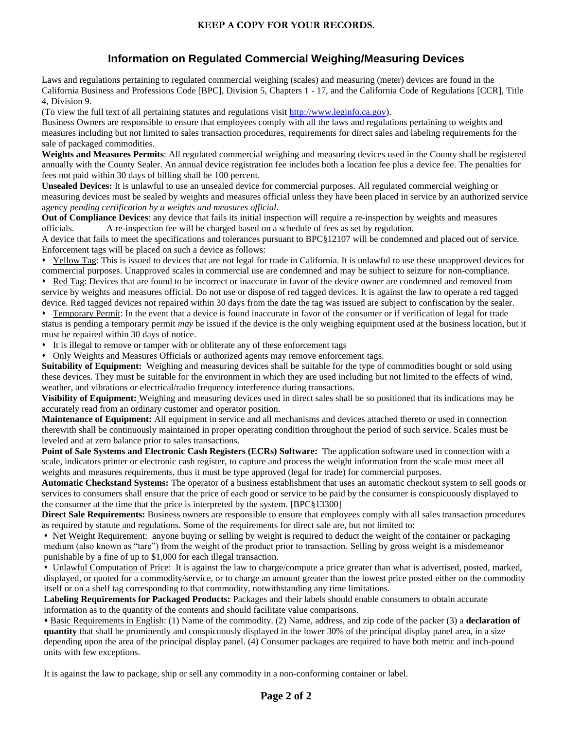**KEEP A COPY FOR YOUR RECORDS.**

# Information on Regulated Commercial Weighing/Measuring Devices

Laws and regulations pertaining to regulated commercial weighing (scales) and measuring (meter) devices are found in the California Business and Professions Code [BPC], Division 5, Chapters 1 - 17, and the California Code of Regulations [CCR], Title 4, Division 9.

(To view the full text of all pertaining statutes and regulations visit http://www.leginfo.ca.gov).

Business Owners are responsible to ensure that employees comply with all the laws and regulations pertaining to weights and measures including but not limited to sales transaction procedures, requirements for direct sales and labeling requirements for the sale of packaged commodities.

**Weights and Measures Permits**: All regulated commercial weighing and measuring devices used in the County shall be registered annually with the County Sealer. An annual device registration fee includes both a location fee plus a device fee. The penalties for fees not paid within 30 days of billing shall be 100 percent.

**Unsealed Devices:** It is unlawful to use an unsealed device for commercial purposes. All regulated commercial weighing or measuring devices must be sealed by weights and measures official unless they have been placed in service by an authorized service agency *pending certification by a weights and measures official*.

**Out of Compliance Devices**: any device that fails its initial inspection will require a re-inspection by weights and measures officials. A re-inspection fee will be charged based on a schedule of fees as set by regulation.

A device that fails to meet the specifications and tolerances pursuant to BPC§12107 will be condemned and placed out of service. Enforcement tags will be placed on such a device as follows:

- Yellow Tag: This is issued to devices that are not legal for trade in California. It is unlawful to use these unapproved devices for commercial purposes. Unapproved scales in commercial use are condemned and may be subject to seizure for non-compliance.
- Red Tag: Devices that are found to be incorrect or inaccurate in favor of the device owner are condemned and removed from service by weights and measures official. Do not use or dispose of red tagged devices. It is against the law to operate a red tagged device. Red tagged devices not repaired within 30 days from the date the tag was issued are subject to confiscation by the sealer.
- Temporary Permit: In the event that a device is found inaccurate in favor of the consumer or if verification of legal for trade status is pending a temporary permit *may* be issued if the device is the only weighing equipment used at the business location, but it must be repaired within 30 days of notice.
- It is illegal to remove or tamper with or obliterate any of these enforcement tags
- Only Weights and Measures Officials or authorized agents may remove enforcement tags.

**Suitability of Equipment:** Weighing and measuring devices shall be suitable for the type of commodities bought or sold using these devices. They must be suitable for the environment in which they are used including but not limited to the effects of wind, weather, and vibrations or electrical/radio frequency interference during transactions.

**Visibility of Equipment:** Weighing and measuring devices used in direct sales shall be so positioned that its indications may be accurately read from an ordinary customer and operator position.

**Maintenance of Equipment:** All equipment in service and all mechanisms and devices attached thereto or used in connection therewith shall be continuously maintained in proper operating condition throughout the period of such service. Scales must be leveled and at zero balance prior to sales transactions.

**Point of Sale Systems and Electronic Cash Registers (ECRs) Software:** The application software used in connection with a scale, indicators printer or electronic cash register, to capture and process the weight information from the scale must meet all weights and measures requirements, thus it must be type approved (legal for trade) for commercial purposes.

**Automatic Checkstand Systems:** The operator of a business establishment that uses an automatic checkout system to sell goods or services to consumers shall ensure that the price of each good or service to be paid by the consumer is conspicuously displayed to the consumer at the time that the price is interpreted by the system. [BPC§13300]

**Direct Sale Requirements:** Business owners are responsible to ensure that employees comply with all sales transaction procedures as required by statute and regulations. Some of the requirements for direct sale are, but not limited to:

- Net Weight Requirement: anyone buying or selling by weight is required to deduct the weight of the container or packaging medium (also known as "tare") from the weight of the product prior to transaction. Selling by gross weight is a misdemeanor punishable by a fine of up to $1,000 for each illegal transaction.
- Unlawful Computation of Price: It is against the law to charge/compute a price greater than what is advertised, posted, marked, displayed, or quoted for a commodity/service, or to charge an amount greater than the lowest price posted either on the commodity itself or on a shelf tag corresponding to that commodity, notwithstanding any time limitations.

**Labeling Requirements for Packaged Products:** Packages and their labels should enable consumers to obtain accurate information as to the quantity of the contents and should facilitate value comparisons.

- Basic Requirements in English: (1) Name of the commodity. (2) Name, address, and zip code of the packer (3) a **declaration of quantity** that shall be prominently and conspicuously displayed in the lower 30% of the principal display panel area, in a size depending upon the area of the principal display panel. (4) Consumer packages are required to have both metric and inch-pound units with few exceptions.

It is against the law to package, ship or sell any commodity in a non-conforming container or label.